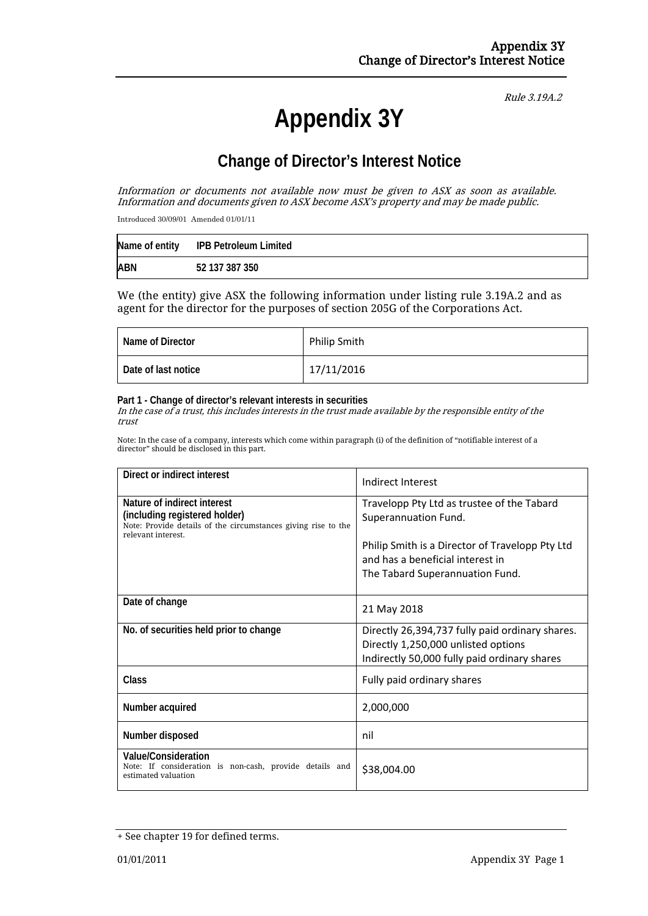*Rule 3.19A.2*

# Appendix 3Y

## Change of Director's Interest Notice

*Information or documents not available now must be given to ASX as soon as available. Information and documents given to ASX become ASX's property and may be made public.*

Introduced 30/09/01 Amended 01/01/11

| Name of entity | IPB Petroleum Limited |
|---|---|
| ABN | 52 137 387 350 |

We (the entity) give ASX the following information under listing rule 3.19A.2 and as agent for the director for the purposes of section 205G of the Corporations Act.

| Name of Director | Philip Smith |
|---|---|
| Date of last notice | 17/11/2016 |

**Part 1 - Change of director's relevant interests in securities**
*In the case of a trust, this includes interests in the trust made available by the responsible entity of the trust*

Note: In the case of a company, interests which come within paragraph (i) of the definition of "notifiable interest of a director" should be disclosed in this part.

| Direct or indirect interest | Indirect Interest |
|---|---|
| **Nature of indirect interest (including registered holder)**<br>Note: Provide details of the circumstances giving rise to the relevant interest. | Travelopp Pty Ltd as trustee of the Tabard Superannuation Fund.<br><br>Philip Smith is a Director of Travelopp Pty Ltd and has a beneficial interest in The Tabard Superannuation Fund. |
| **Date of change** | 21 May 2018 |
| **No. of securities held prior to change** | Directly 26,394,737 fully paid ordinary shares.<br>Directly 1,250,000 unlisted options<br>Indirectly 50,000 fully paid ordinary shares |
| **Class** | Fully paid ordinary shares |
| **Number acquired** | 2,000,000 |
| **Number disposed** | nil |
| **Value/Consideration**<br>Note: If consideration is non-cash, provide details and estimated valuation | $38,004.00 |

+ See chapter 19 for defined terms.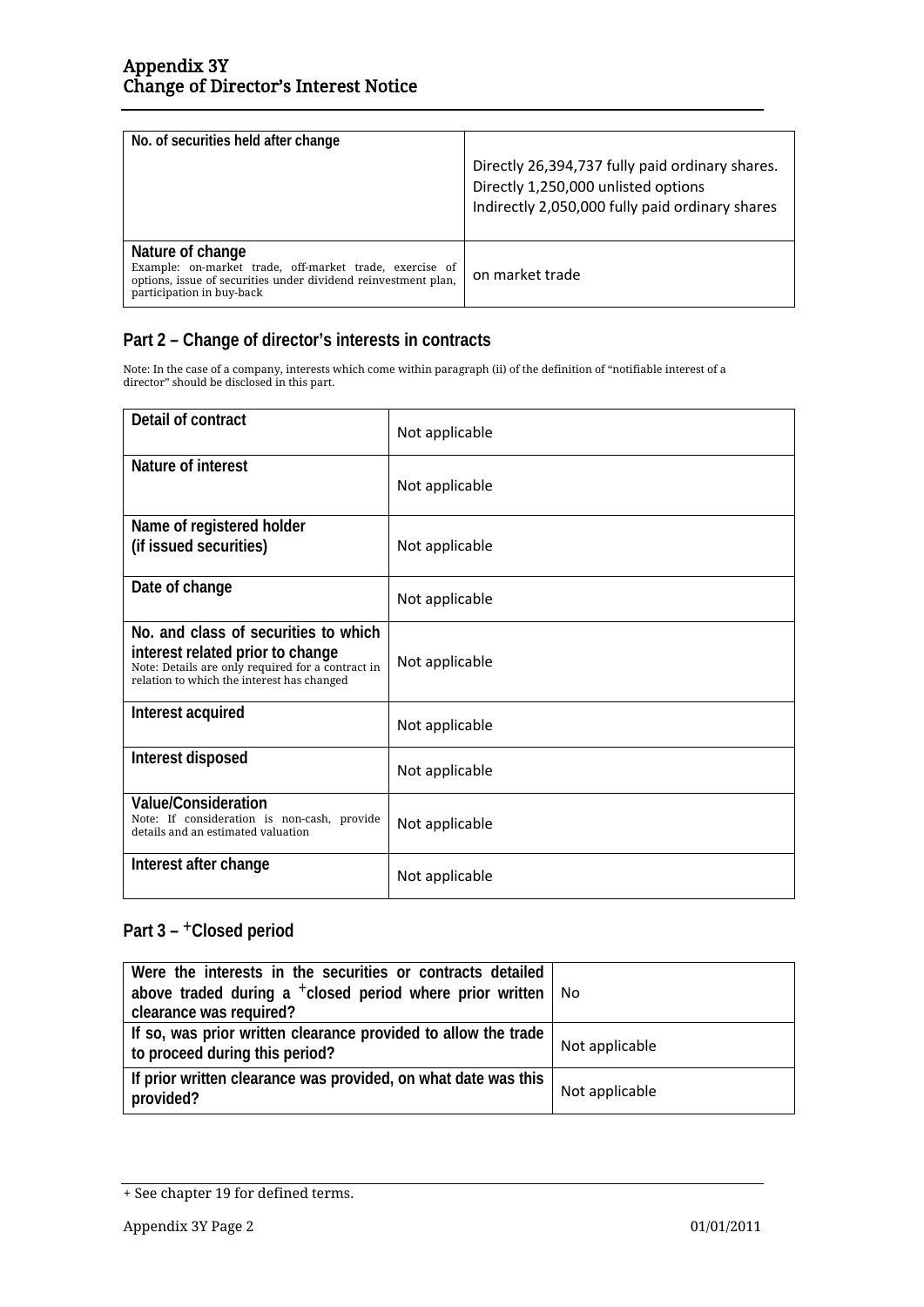| | |
|---|---|
| **No. of securities held after change** | Directly 26,394,737 fully paid ordinary shares.<br>Directly 1,250,000 unlisted options<br>Indirectly 2,050,000 fully paid ordinary shares |
| **Nature of change**<br>Example: on-market trade, off-market trade, exercise of options, issue of securities under dividend reinvestment plan, participation in buy-back | on market trade |

## Part 2 – Change of director's interests in contracts

Note: In the case of a company, interests which come within paragraph (ii) of the definition of "notifiable interest of a director" should be disclosed in this part.

| | |
|---|---|
| **Detail of contract** | Not applicable |
| **Nature of interest** | Not applicable |
| **Name of registered holder (if issued securities)** | Not applicable |
| **Date of change** | Not applicable |
| **No. and class of securities to which interest related prior to change**<br>Note: Details are only required for a contract in relation to which the interest has changed | Not applicable |
| **Interest acquired** | Not applicable |
| **Interest disposed** | Not applicable |
| **Value/Consideration**<br>Note: If consideration is non-cash, provide details and an estimated valuation | Not applicable |
| **Interest after change** | Not applicable |

## Part 3 – +Closed period

| | |
|---|---|
| **Were the interests in the securities or contracts detailed above traded during a +closed period where prior written clearance was required?** | No |
| **If so, was prior written clearance provided to allow the trade to proceed during this period?** | Not applicable |
| **If prior written clearance was provided, on what date was this provided?** | Not applicable |

+ See chapter 19 for defined terms.